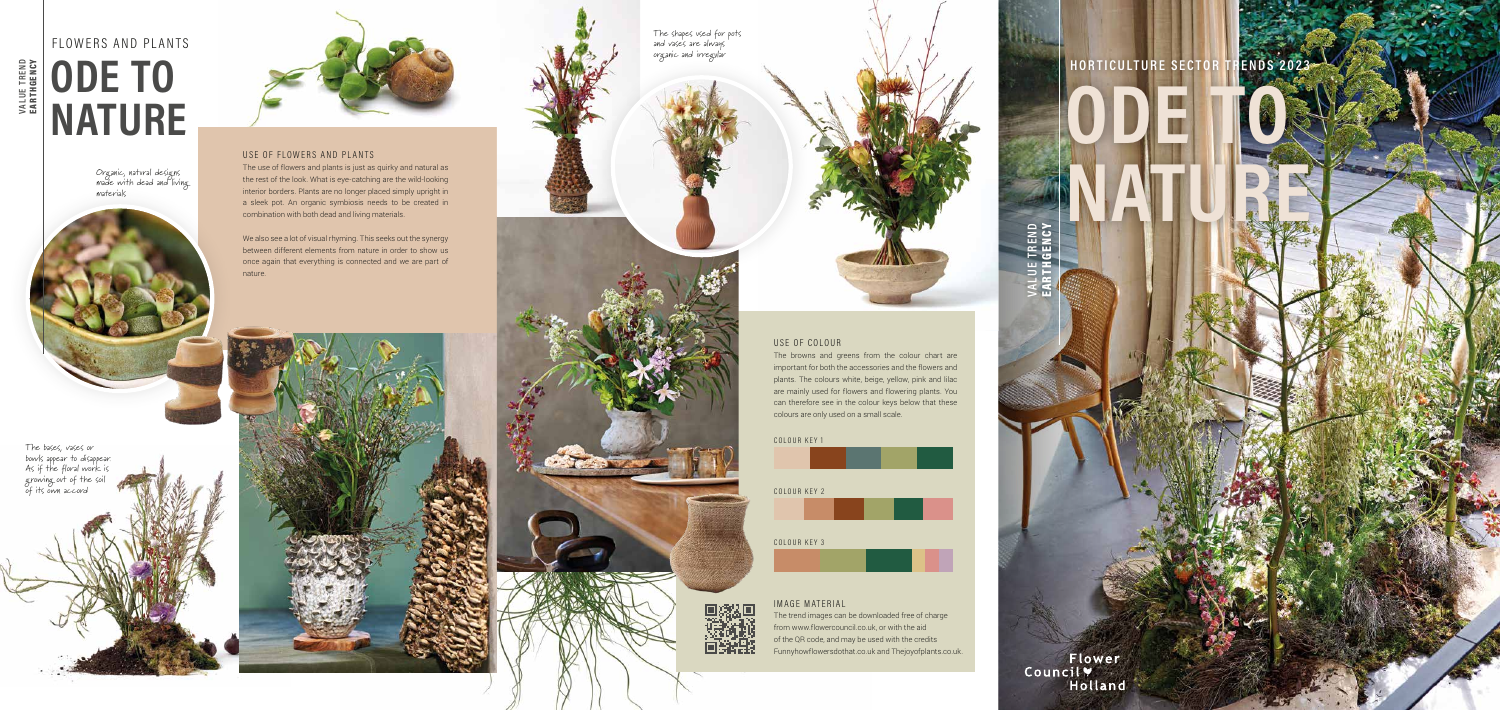VALUE TREND
EARTHGENCY

FLOWERS AND PLANTS

# ODE TO NATURE

Organic, natural designs made with dead and living materials

## USE OF FLOWERS AND PLANTS

The use of flowers and plants is just as quirky and natural as the rest of the look. What is eye-catching are the wild-looking interior borders. Plants are no longer placed simply upright in a sleek pot. An organic symbiosis needs to be created in combination with both dead and living materials.

We also see a lot of visual rhyming. This seeks out the synergy between different elements from nature in order to show us once again that everything is connected and we are part of nature.

The bases, vases or bowls appear to disappear. As if the floral work is growing out of the soil of its own accord

The shapes used for pots and vases are always organic and irregular

## USE OF COLOUR

The browns and greens from the colour chart are important for both the accessories and the flowers and plants. The colours white, beige, yellow, pink and lilac are mainly used for flowers and flowering plants. You can therefore see in the colour keys below that these colours are only used on a small scale.

COLOUR KEY 1

COLOUR KEY 2

COLOUR KEY 3

## IMAGE MATERIAL

The trend images can be downloaded free of charge from www.flowercouncil.co.uk, or with the aid of the QR code, and may be used with the credits Funnyhowflowersdothat.co.uk and Thejoyofplants.co.uk.

HORTICULTURE SECTOR TRENDS 2023

# ODE TO NATURE

VALUE TREND
EARTHGENCY

Flower Council Holland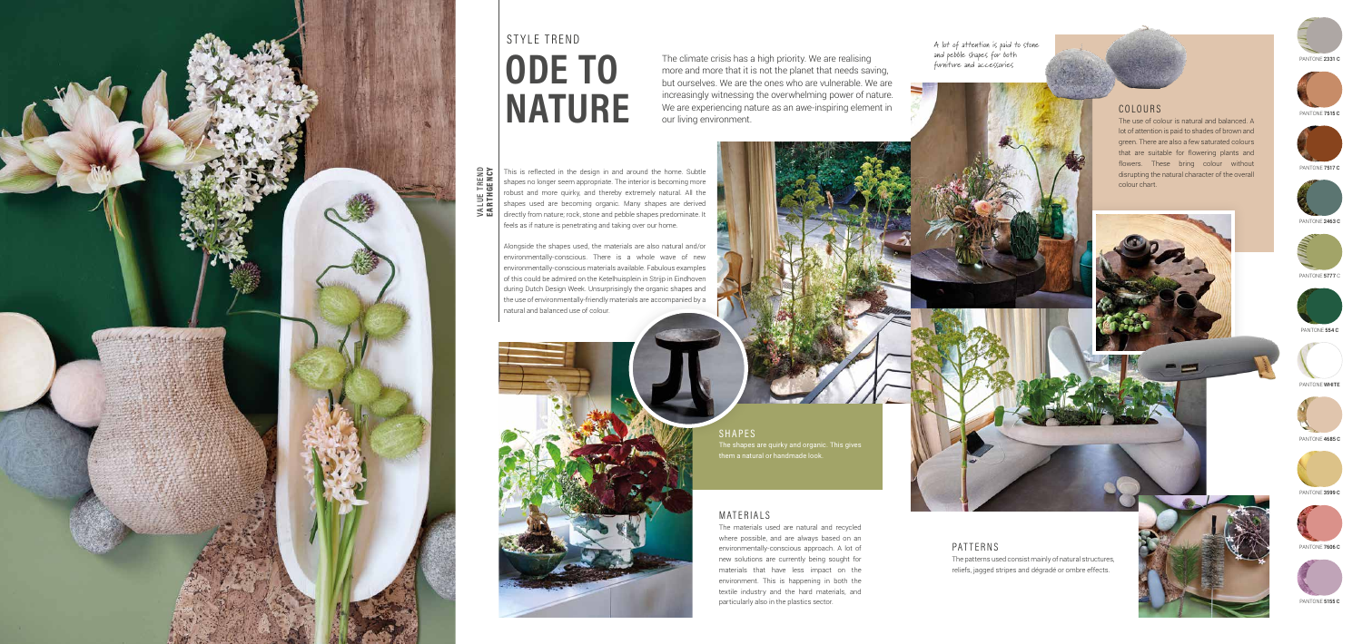STYLE TREND

# ODE TO NATURE

VALUE TREND
EARTHGENCY

The climate crisis has a high priority. We are realising more and more that it is not the planet that needs saving, but ourselves. We are the ones who are vulnerable. We are increasingly witnessing the overwhelming power of nature. We are experiencing nature as an awe-inspiring element in our living environment.

This is reflected in the design in and around the home. Subtle shapes no longer seem appropriate. The interior is becoming more robust and more quirky, and thereby extremely natural. All the shapes used are becoming organic. Many shapes are derived directly from nature; rock, stone and pebble shapes predominate. It feels as if nature is penetrating and taking over our home.

Alongside the shapes used, the materials are also natural and/or environmentally-conscious. There is a whole wave of new environmentally-conscious materials available. Fabulous examples of this could be admired on the Ketelhuisplein in Strijp in Eindhoven during Dutch Design Week. Unsurprisingly the organic shapes and the use of environmentally-friendly materials are accompanied by a natural and balanced use of colour.

A lot of attention is paid to stone and pebble shapes for both furniture and accessories.

## SHAPES

The shapes are quirky and organic. This gives them a natural or handmade look.

## MATERIALS

The materials used are natural and recycled where possible, and are always based on an environmentally-conscious approach. A lot of new solutions are currently being sought for materials that have less impact on the environment. This is happening in both the textile industry and the hard materials, and particularly also in the plastics sector.

## COLOURS

The use of colour is natural and balanced. A lot of attention is paid to shades of brown and green. There are also a few saturated colours that are suitable for flowering plants and flowers. These bring colour without disrupting the natural character of the overall colour chart.

## PATTERNS

The patterns used consist mainly of natural structures, reliefs, jagged stripes and dégradé or ombre effects.

PANTONE 2331 C
PANTONE 7515 C
PANTONE 7517 C
PANTONE 2463 C
PANTONE 5777 C
PANTONE 554 C
PANTONE WHITE
PANTONE 4685 C
PANTONE 3599 C
PANTONE 7606 C
PANTONE 5155 C